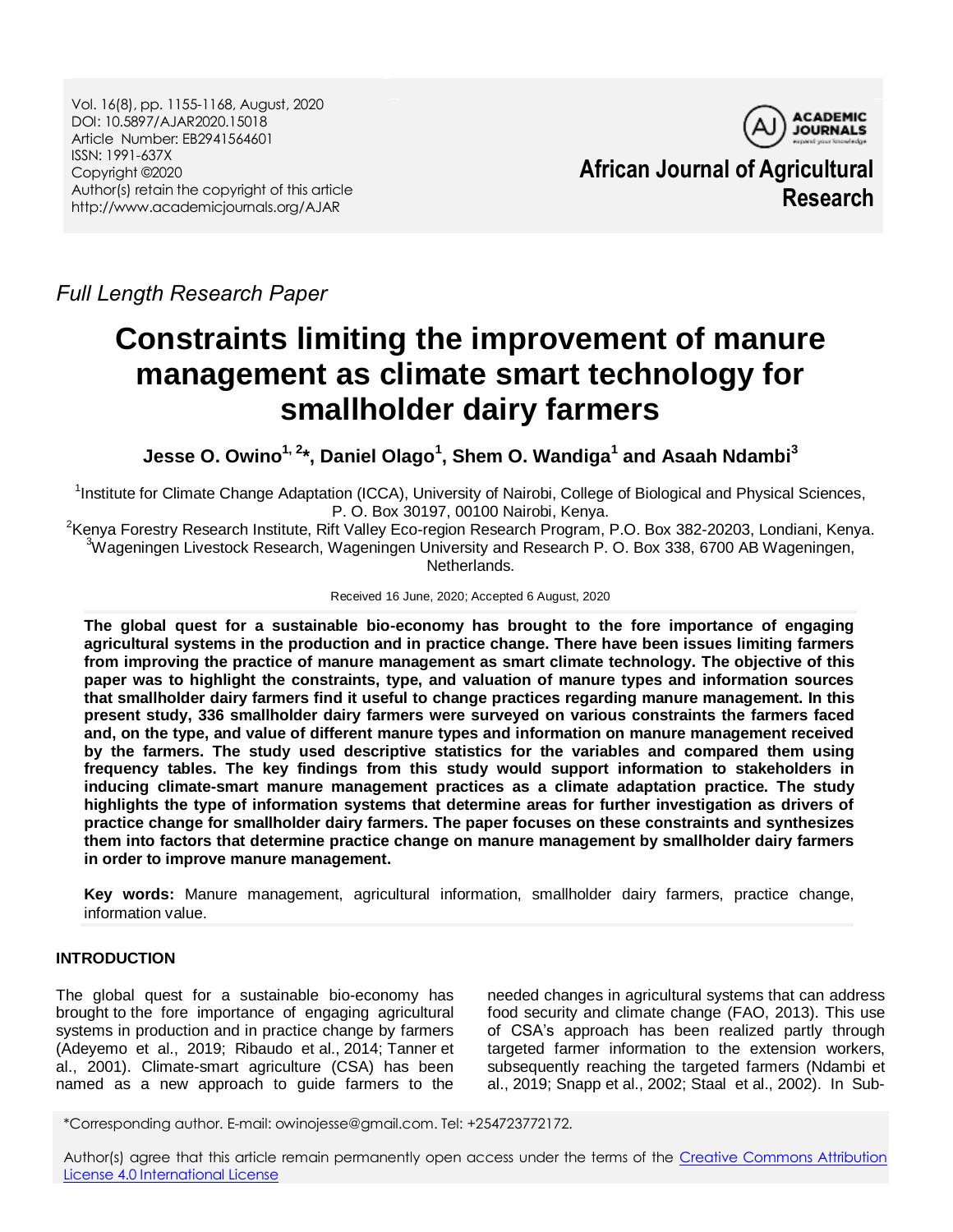Vol. 16(8), pp. 1155-1168, August, 2020
DOI: 10.5897/AJAR2020.15018
Article Number: EB2941564601
ISSN: 1991-637X
Copyright ©2020
Author(s) retain the copyright of this article
http://www.academicjournals.org/AJAR

**African Journal of Agricultural Research**

*Full Length Research Paper*

# Constraints limiting the improvement of manure management as climate smart technology for smallholder dairy farmers

**Jesse O. Owino[1, 2]*, Daniel Olago[1], Shem O. Wandiga[1] and Asaah Ndambi[3]**

[1]Institute for Climate Change Adaptation (ICCA), University of Nairobi, College of Biological and Physical Sciences, P. O. Box 30197, 00100 Nairobi, Kenya.
[2]Kenya Forestry Research Institute, Rift Valley Eco-region Research Program, P.O. Box 382-20203, Londiani, Kenya.
[3]Wageningen Livestock Research, Wageningen University and Research P. O. Box 338, 6700 AB Wageningen, Netherlands.

Received 16 June, 2020; Accepted 6 August, 2020

**The global quest for a sustainable bio-economy has brought to the fore importance of engaging agricultural systems in the production and in practice change. There have been issues limiting farmers from improving the practice of manure management as smart climate technology. The objective of this paper was to highlight the constraints, type, and valuation of manure types and information sources that smallholder dairy farmers find it useful to change practices regarding manure management. In this present study, 336 smallholder dairy farmers were surveyed on various constraints the farmers faced and, on the type, and value of different manure types and information on manure management received by the farmers. The study used descriptive statistics for the variables and compared them using frequency tables. The key findings from this study would support information to stakeholders in inducing climate-smart manure management practices as a climate adaptation practice. The study highlights the type of information systems that determine areas for further investigation as drivers of practice change for smallholder dairy farmers. The paper focuses on these constraints and synthesizes them into factors that determine practice change on manure management by smallholder dairy farmers in order to improve manure management.**

**Key words:** Manure management, agricultural information, smallholder dairy farmers, practice change, information value.

## INTRODUCTION

The global quest for a sustainable bio-economy has brought to the fore importance of engaging agricultural systems in production and in practice change by farmers (Adeyemo et al., 2019; Ribaudo et al., 2014; Tanner et al., 2001). Climate-smart agriculture (CSA) has been named as a new approach to guide farmers to the needed changes in agricultural systems that can address food security and climate change (FAO, 2013). This use of CSA's approach has been realized partly through targeted farmer information to the extension workers, subsequently reaching the targeted farmers (Ndambi et al., 2019; Snapp et al., 2002; Staal et al., 2002). In Sub-

*Corresponding author. E-mail: owinojesse@gmail.com. Tel: +254723772172.

Author(s) agree that this article remain permanently open access under the terms of the Creative Commons Attribution License 4.0 International License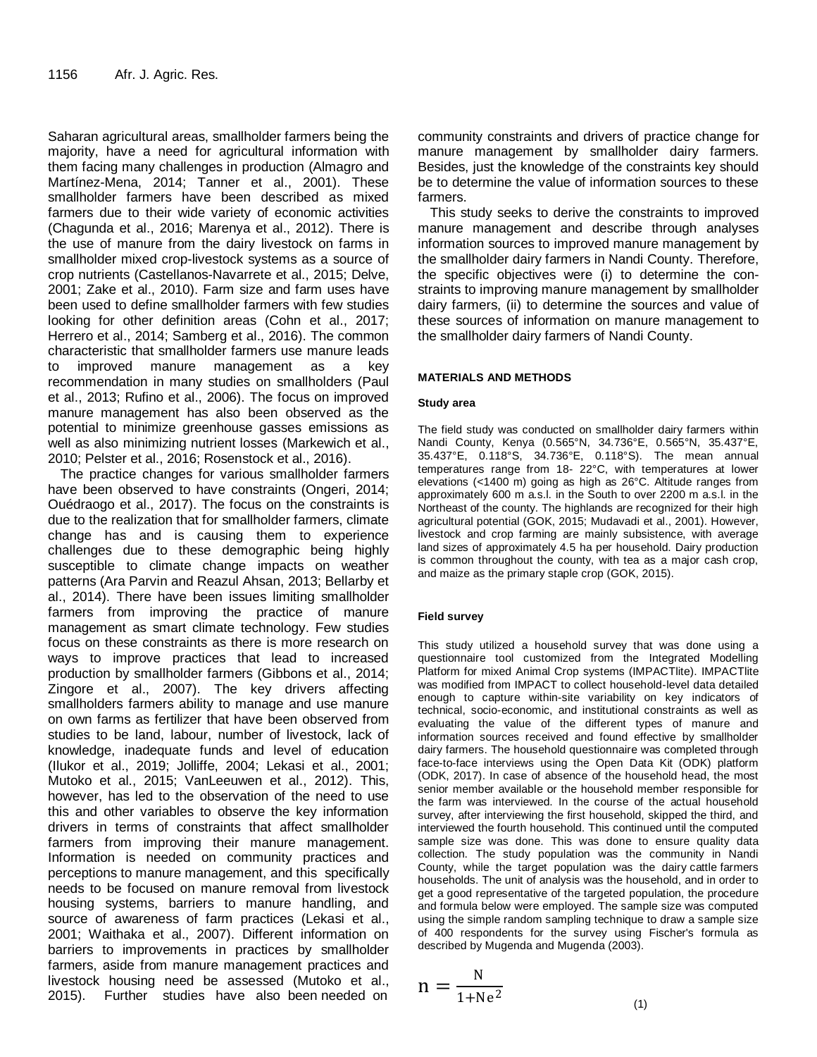Saharan agricultural areas, smallholder farmers being the majority, have a need for agricultural information with them facing many challenges in production (Almagro and Martínez-Mena, 2014; Tanner et al., 2001). These smallholder farmers have been described as mixed farmers due to their wide variety of economic activities (Chagunda et al., 2016; Marenya et al., 2012). There is the use of manure from the dairy livestock on farms in smallholder mixed crop-livestock systems as a source of crop nutrients (Castellanos-Navarrete et al., 2015; Delve, 2001; Zake et al., 2010). Farm size and farm uses have been used to define smallholder farmers with few studies looking for other definition areas (Cohn et al., 2017; Herrero et al., 2014; Samberg et al., 2016). The common characteristic that smallholder farmers use manure leads to improved manure management as a key recommendation in many studies on smallholders (Paul et al., 2013; Rufino et al., 2006). The focus on improved manure management has also been observed as the potential to minimize greenhouse gasses emissions as well as also minimizing nutrient losses (Markewich et al., 2010; Pelster et al., 2016; Rosenstock et al., 2016).

The practice changes for various smallholder farmers have been observed to have constraints (Ongeri, 2014; Ouédraogo et al., 2017). The focus on the constraints is due to the realization that for smallholder farmers, climate change has and is causing them to experience challenges due to these demographic being highly susceptible to climate change impacts on weather patterns (Ara Parvin and Reazul Ahsan, 2013; Bellarby et al., 2014). There have been issues limiting smallholder farmers from improving the practice of manure management as smart climate technology. Few studies focus on these constraints as there is more research on ways to improve practices that lead to increased production by smallholder farmers (Gibbons et al., 2014; Zingore et al., 2007). The key drivers affecting smallholders farmers ability to manage and use manure on own farms as fertilizer that have been observed from studies to be land, labour, number of livestock, lack of knowledge, inadequate funds and level of education (Ilukor et al., 2019; Jolliffe, 2004; Lekasi et al., 2001; Mutoko et al., 2015; VanLeeuwen et al., 2012). This, however, has led to the observation of the need to use this and other variables to observe the key information drivers in terms of constraints that affect smallholder farmers from improving their manure management. Information is needed on community practices and perceptions to manure management, and this specifically needs to be focused on manure removal from livestock housing systems, barriers to manure handling, and source of awareness of farm practices (Lekasi et al., 2001; Waithaka et al., 2007). Different information on barriers to improvements in practices by smallholder farmers, aside from manure management practices and livestock housing need be assessed (Mutoko et al., 2015). Further studies have also been needed on community constraints and drivers of practice change for manure management by smallholder dairy farmers. Besides, just the knowledge of the constraints key should be to determine the value of information sources to these farmers.

This study seeks to derive the constraints to improved manure management and describe through analyses information sources to improved manure management by the smallholder dairy farmers in Nandi County. Therefore, the specific objectives were (i) to determine the constraints to improving manure management by smallholder dairy farmers, (ii) to determine the sources and value of these sources of information on manure management to the smallholder dairy farmers of Nandi County.

## MATERIALS AND METHODS

### Study area

The field study was conducted on smallholder dairy farmers within Nandi County, Kenya (0.565°N, 34.736°E, 0.565°N, 35.437°E, 35.437°E, 0.118°S, 34.736°E, 0.118°S). The mean annual temperatures range from 18- 22°C, with temperatures at lower elevations (<1400 m) going as high as 26°C. Altitude ranges from approximately 600 m a.s.l. in the South to over 2200 m a.s.l. in the Northeast of the county. The highlands are recognized for their high agricultural potential (GOK, 2015; Mudavadi et al., 2001). However, livestock and crop farming are mainly subsistence, with average land sizes of approximately 4.5 ha per household. Dairy production is common throughout the county, with tea as a major cash crop, and maize as the primary staple crop (GOK, 2015).

### Field survey

This study utilized a household survey that was done using a questionnaire tool customized from the Integrated Modelling Platform for mixed Animal Crop systems (IMPACTlite). IMPACTlite was modified from IMPACT to collect household-level data detailed enough to capture within-site variability on key indicators of technical, socio-economic, and institutional constraints as well as evaluating the value of the different types of manure and information sources received and found effective by smallholder dairy farmers. The household questionnaire was completed through face-to-face interviews using the Open Data Kit (ODK) platform (ODK, 2017). In case of absence of the household head, the most senior member available or the household member responsible for the farm was interviewed. In the course of the actual household survey, after interviewing the first household, skipped the third, and interviewed the fourth household. This continued until the computed sample size was done. This was done to ensure quality data collection. The study population was the community in Nandi County, while the target population was the dairy cattle farmers households. The unit of analysis was the household, and in order to get a good representative of the targeted population, the procedure and formula below were employed. The sample size was computed using the simple random sampling technique to draw a sample size of 400 respondents for the survey using Fischer's formula as described by Mugenda and Mugenda (2003).

$$n = \frac{N}{1+Ne^2} \tag{1}$$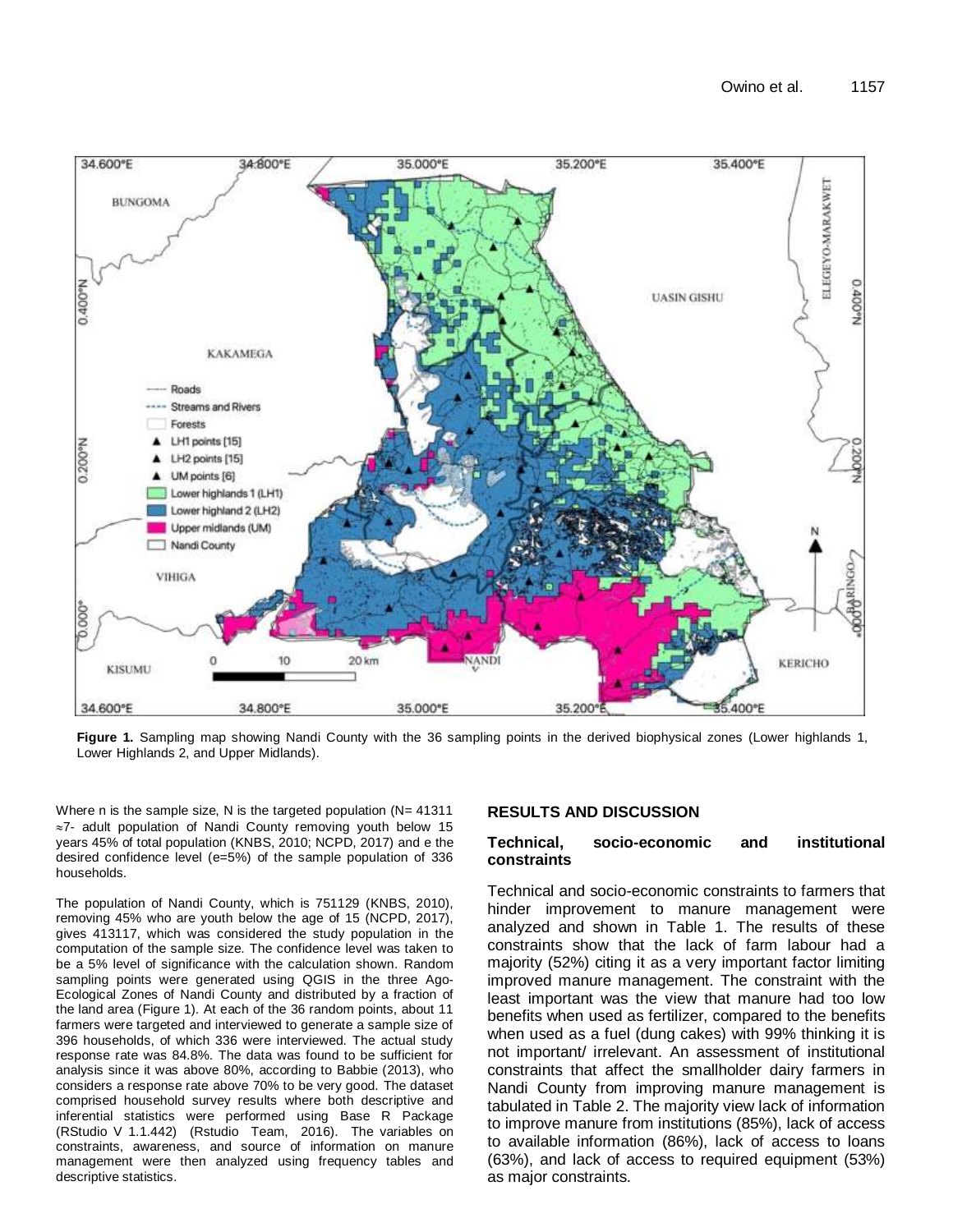**Figure 1.** Sampling map showing Nandi County with the 36 sampling points in the derived biophysical zones (Lower highlands 1, Lower Highlands 2, and Upper Midlands).

Where n is the sample size, N is the targeted population (N= 41311 ≈7- adult population of Nandi County removing youth below 15 years 45% of total population (KNBS, 2010; NCPD, 2017) and e the desired confidence level (e=5%) of the sample population of 336 households.

The population of Nandi County, which is 751129 (KNBS, 2010), removing 45% who are youth below the age of 15 (NCPD, 2017), gives 413117, which was considered the study population in the computation of the sample size. The confidence level was taken to be a 5% level of significance with the calculation shown. Random sampling points were generated using QGIS in the three Ago-Ecological Zones of Nandi County and distributed by a fraction of the land area (Figure 1). At each of the 36 random points, about 11 farmers were targeted and interviewed to generate a sample size of 396 households, of which 336 were interviewed. The actual study response rate was 84.8%. The data was found to be sufficient for analysis since it was above 80%, according to Babbie (2013), who considers a response rate above 70% to be very good. The dataset comprised household survey results where both descriptive and inferential statistics were performed using Base R Package (RStudio V 1.1.442) (Rstudio Team, 2016). The variables on constraints, awareness, and source of information on manure management were then analyzed using frequency tables and descriptive statistics.

## RESULTS AND DISCUSSION

### Technical, socio-economic and institutional constraints

Technical and socio-economic constraints to farmers that hinder improvement to manure management were analyzed and shown in Table 1. The results of these constraints show that the lack of farm labour had a majority (52%) citing it as a very important factor limiting improved manure management. The constraint with the least important was the view that manure had too low benefits when used as fertilizer, compared to the benefits when used as a fuel (dung cakes) with 99% thinking it is not important/ irrelevant. An assessment of institutional constraints that affect the smallholder dairy farmers in Nandi County from improving manure management is tabulated in Table 2. The majority view lack of information to improve manure from institutions (85%), lack of access to available information (86%), lack of access to loans (63%), and lack of access to required equipment (53%) as major constraints.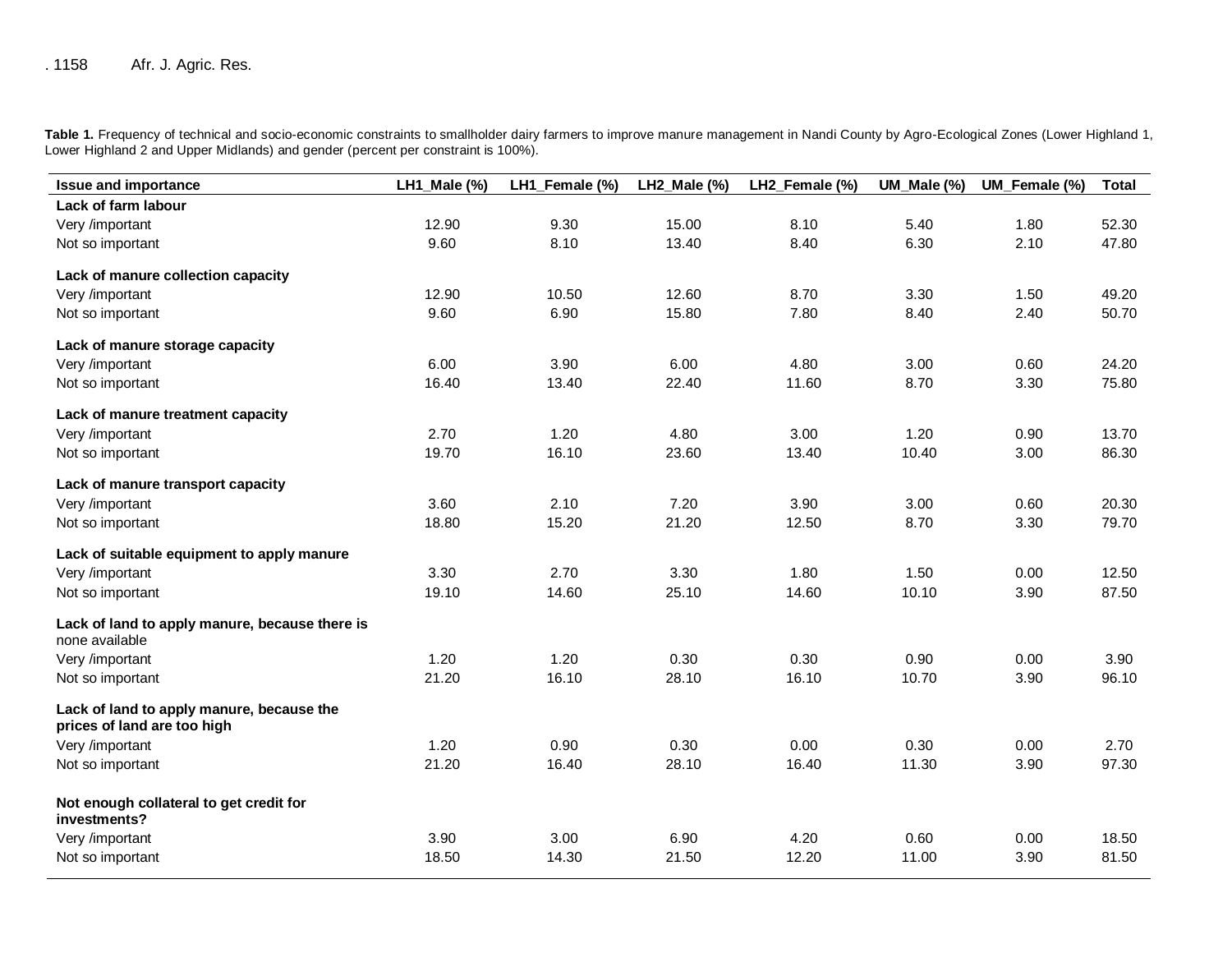**Table 1.** Frequency of technical and socio-economic constraints to smallholder dairy farmers to improve manure management in Nandi County by Agro-Ecological Zones (Lower Highland 1, Lower Highland 2 and Upper Midlands) and gender (percent per constraint is 100%).

| Issue and importance | LH1_Male (%) | LH1_Female (%) | LH2_Male (%) | LH2_Female (%) | UM_Male (%) | UM_Female (%) | Total |
|---|---|---|---|---|---|---|---|
| **Lack of farm labour** | | | | | | | |
| Very /important | 12.90 | 9.30 | 15.00 | 8.10 | 5.40 | 1.80 | 52.30 |
| Not so important | 9.60 | 8.10 | 13.40 | 8.40 | 6.30 | 2.10 | 47.80 |
| **Lack of manure collection capacity** | | | | | | | |
| Very /important | 12.90 | 10.50 | 12.60 | 8.70 | 3.30 | 1.50 | 49.20 |
| Not so important | 9.60 | 6.90 | 15.80 | 7.80 | 8.40 | 2.40 | 50.70 |
| **Lack of manure storage capacity** | | | | | | | |
| Very /important | 6.00 | 3.90 | 6.00 | 4.80 | 3.00 | 0.60 | 24.20 |
| Not so important | 16.40 | 13.40 | 22.40 | 11.60 | 8.70 | 3.30 | 75.80 |
| **Lack of manure treatment capacity** | | | | | | | |
| Very /important | 2.70 | 1.20 | 4.80 | 3.00 | 1.20 | 0.90 | 13.70 |
| Not so important | 19.70 | 16.10 | 23.60 | 13.40 | 10.40 | 3.00 | 86.30 |
| **Lack of manure transport capacity** | | | | | | | |
| Very /important | 3.60 | 2.10 | 7.20 | 3.90 | 3.00 | 0.60 | 20.30 |
| Not so important | 18.80 | 15.20 | 21.20 | 12.50 | 8.70 | 3.30 | 79.70 |
| **Lack of suitable equipment to apply manure** | | | | | | | |
| Very /important | 3.30 | 2.70 | 3.30 | 1.80 | 1.50 | 0.00 | 12.50 |
| Not so important | 19.10 | 14.60 | 25.10 | 14.60 | 10.10 | 3.90 | 87.50 |
| **Lack of land to apply manure, because there is** none available | | | | | | | |
| Very /important | 1.20 | 1.20 | 0.30 | 0.30 | 0.90 | 0.00 | 3.90 |
| Not so important | 21.20 | 16.10 | 28.10 | 16.10 | 10.70 | 3.90 | 96.10 |
| **Lack of land to apply manure, because the prices of land are too high** | | | | | | | |
| Very /important | 1.20 | 0.90 | 0.30 | 0.00 | 0.30 | 0.00 | 2.70 |
| Not so important | 21.20 | 16.40 | 28.10 | 16.40 | 11.30 | 3.90 | 97.30 |
| **Not enough collateral to get credit for investments?** | | | | | | | |
| Very /important | 3.90 | 3.00 | 6.90 | 4.20 | 0.60 | 0.00 | 18.50 |
| Not so important | 18.50 | 14.30 | 21.50 | 12.20 | 11.00 | 3.90 | 81.50 |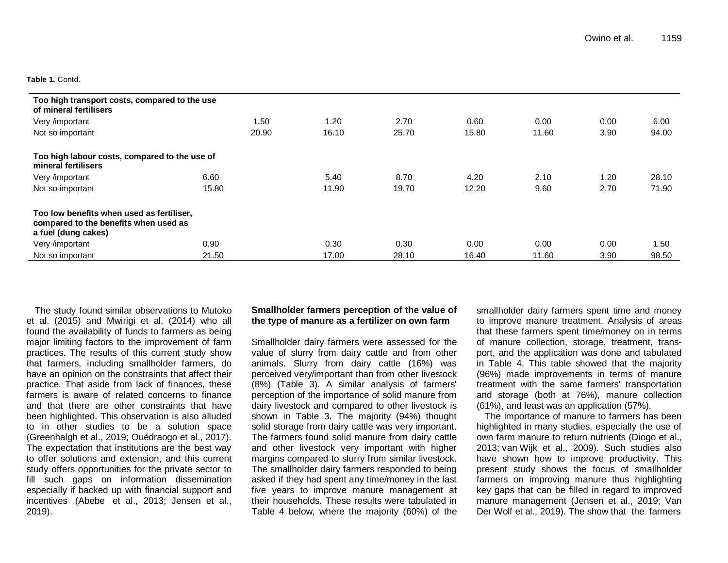**Table 1.** Contd.

| | | | | | | | | |
|---|---|---|---|---|---|---|---|---|
| **Too high transport costs, compared to the use of mineral fertilisers** | | | | | | | | |
| Very /important | | 1.50 | 1.20 | 2.70 | 0.60 | 0.00 | 0.00 | 6.00 |
| Not so important | | 20.90 | 16.10 | 25.70 | 15.80 | 11.60 | 3.90 | 94.00 |
| **Too high labour costs, compared to the use of mineral fertilisers** | | | | | | | | |
| Very /important | 6.60 | | 5.40 | 8.70 | 4.20 | 2.10 | 1.20 | 28.10 |
| Not so important | 15.80 | | 11.90 | 19.70 | 12.20 | 9.60 | 2.70 | 71.90 |
| **Too low benefits when used as fertiliser, compared to the benefits when used as a fuel (dung cakes)** | | | | | | | | |
| Very /important | 0.90 | | 0.30 | 0.30 | 0.00 | 0.00 | 0.00 | 1.50 |
| Not so important | 21.50 | | 17.00 | 28.10 | 16.40 | 11.60 | 3.90 | 98.50 |

The study found similar observations to Mutoko et al. (2015) and Mwirigi et al. (2014) who all found the availability of funds to farmers as being major limiting factors to the improvement of farm practices. The results of this current study show that farmers, including smallholder farmers, do have an opinion on the constraints that affect their practice. That aside from lack of finances, these farmers is aware of related concerns to finance and that there are other constraints that have been highlighted. This observation is also alluded to in other studies to be a solution space (Greenhalgh et al., 2019; Ouédraogo et al., 2017). The expectation that institutions are the best way to offer solutions and extension, and this current study offers opportunities for the private sector to fill such gaps on information dissemination especially if backed up with financial support and incentives (Abebe et al., 2013; Jensen et al., 2019).

**Smallholder farmers perception of the value of the type of manure as a fertilizer on own farm**

Smallholder dairy farmers were assessed for the value of slurry from dairy cattle and from other animals. Slurry from dairy cattle (16%) was perceived very/important than from other livestock (8%) (Table 3). A similar analysis of farmers' perception of the importance of solid manure from dairy livestock and compared to other livestock is shown in Table 3. The majority (94%) thought solid storage from dairy cattle was very important. The farmers found solid manure from dairy cattle and other livestock very important with higher margins compared to slurry from similar livestock. The smallholder dairy farmers responded to being asked if they had spent any time/money in the last five years to improve manure management at their households. These results were tabulated in Table 4 below, where the majority (60%) of the smallholder dairy farmers spent time and money to improve manure treatment. Analysis of areas that these farmers spent time/money on in terms of manure collection, storage, treatment, transport, and the application was done and tabulated in Table 4. This table showed that the majority (96%) made improvements in terms of manure treatment with the same farmers' transportation and storage (both at 76%), manure collection (61%), and least was an application (57%).

The importance of manure to farmers has been highlighted in many studies, especially the use of own farm manure to return nutrients (Diogo et al., 2013; van Wijk et al., 2009). Such studies also have shown how to improve productivity. This present study shows the focus of smallholder farmers on improving manure thus highlighting key gaps that can be filled in regard to improved manure management (Jensen et al., 2019; Van Der Wolf et al., 2019). The show that the farmers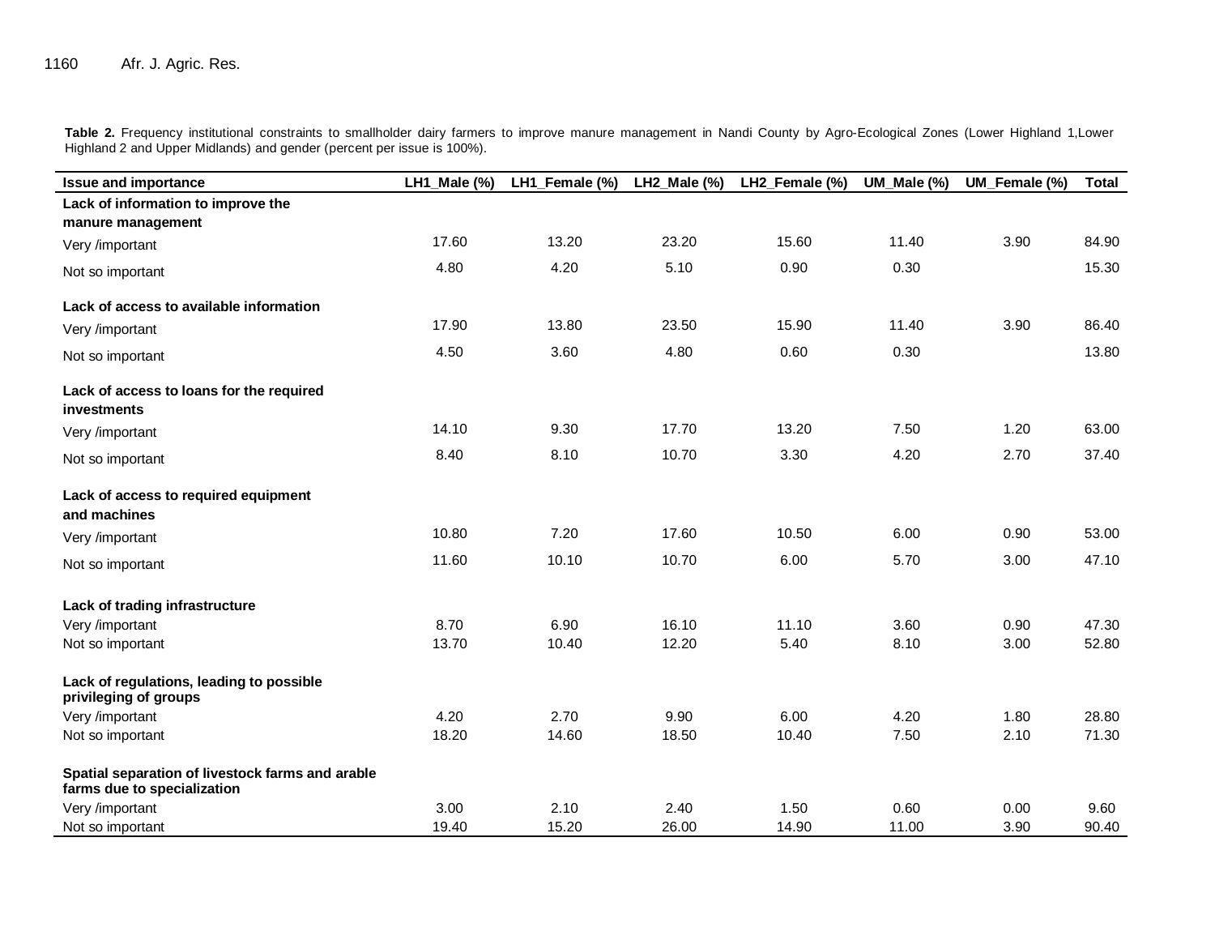**Table 2.** Frequency institutional constraints to smallholder dairy farmers to improve manure management in Nandi County by Agro-Ecological Zones (Lower Highland 1,Lower Highland 2 and Upper Midlands) and gender (percent per issue is 100%).

| Issue and importance | LH1_Male (%) | LH1_Female (%) | LH2_Male (%) | LH2_Female (%) | UM_Male (%) | UM_Female (%) | Total |
|---|---|---|---|---|---|---|---|
| **Lack of information to improve the manure management** | | | | | | | |
| Very /important | 17.60 | 13.20 | 23.20 | 15.60 | 11.40 | 3.90 | 84.90 |
| Not so important | 4.80 | 4.20 | 5.10 | 0.90 | 0.30 | | 15.30 |
| **Lack of access to available information** | | | | | | | |
| Very /important | 17.90 | 13.80 | 23.50 | 15.90 | 11.40 | 3.90 | 86.40 |
| Not so important | 4.50 | 3.60 | 4.80 | 0.60 | 0.30 | | 13.80 |
| **Lack of access to loans for the required investments** | | | | | | | |
| Very /important | 14.10 | 9.30 | 17.70 | 13.20 | 7.50 | 1.20 | 63.00 |
| Not so important | 8.40 | 8.10 | 10.70 | 3.30 | 4.20 | 2.70 | 37.40 |
| **Lack of access to required equipment and machines** | | | | | | | |
| Very /important | 10.80 | 7.20 | 17.60 | 10.50 | 6.00 | 0.90 | 53.00 |
| Not so important | 11.60 | 10.10 | 10.70 | 6.00 | 5.70 | 3.00 | 47.10 |
| **Lack of trading infrastructure** | | | | | | | |
| Very /important | 8.70 | 6.90 | 16.10 | 11.10 | 3.60 | 0.90 | 47.30 |
| Not so important | 13.70 | 10.40 | 12.20 | 5.40 | 8.10 | 3.00 | 52.80 |
| **Lack of regulations, leading to possible privileging of groups** | | | | | | | |
| Very /important | 4.20 | 2.70 | 9.90 | 6.00 | 4.20 | 1.80 | 28.80 |
| Not so important | 18.20 | 14.60 | 18.50 | 10.40 | 7.50 | 2.10 | 71.30 |
| **Spatial separation of livestock farms and arable farms due to specialization** | | | | | | | |
| Very /important | 3.00 | 2.10 | 2.40 | 1.50 | 0.60 | 0.00 | 9.60 |
| Not so important | 19.40 | 15.20 | 26.00 | 14.90 | 11.00 | 3.90 | 90.40 |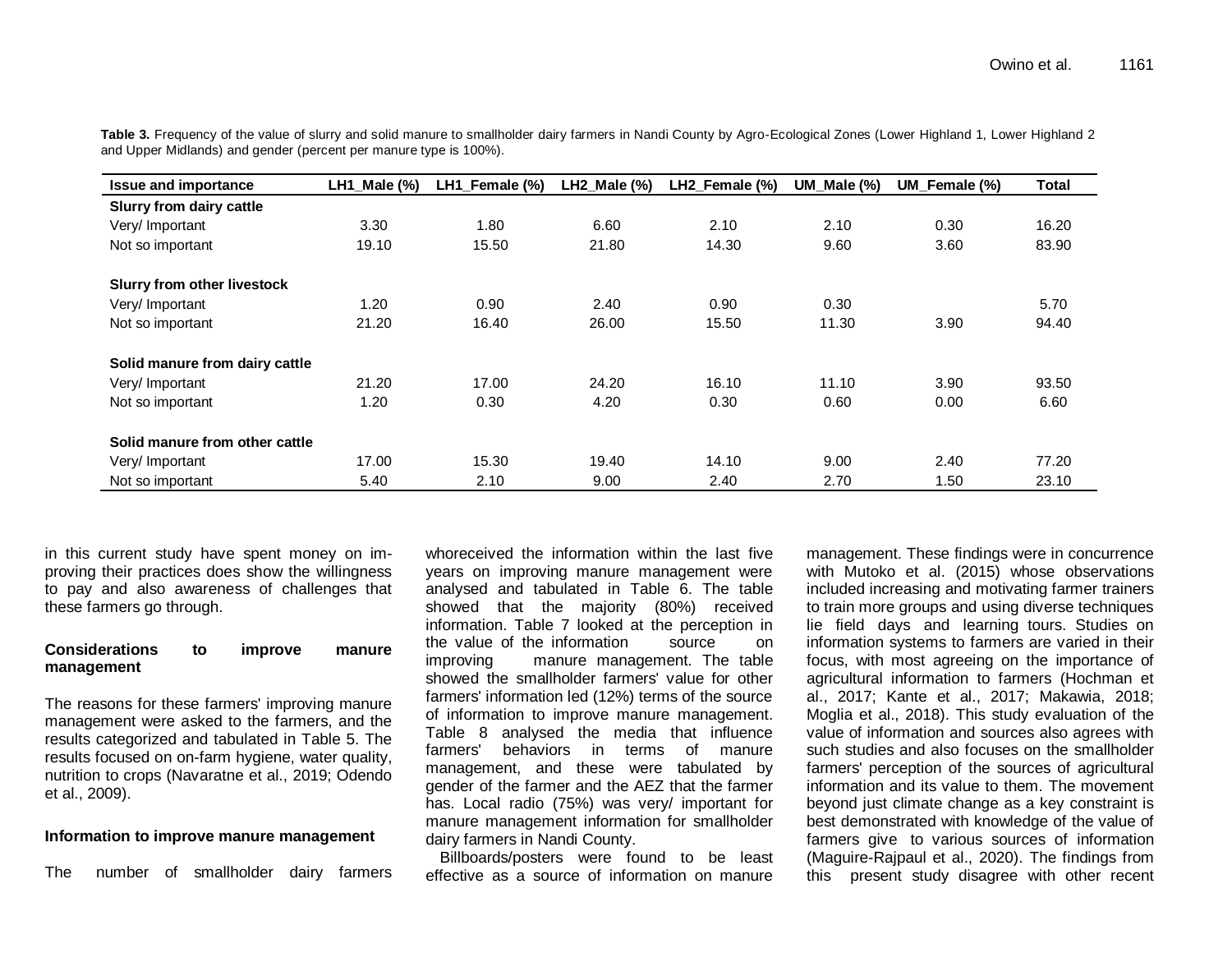**Table 3.** Frequency of the value of slurry and solid manure to smallholder dairy farmers in Nandi County by Agro-Ecological Zones (Lower Highland 1, Lower Highland 2 and Upper Midlands) and gender (percent per manure type is 100%).

| Issue and importance | LH1_Male (%) | LH1_Female (%) | LH2_Male (%) | LH2_Female (%) | UM_Male (%) | UM_Female (%) | Total |
|---|---|---|---|---|---|---|---|
| **Slurry from dairy cattle** | | | | | | | |
| Very/ Important | 3.30 | 1.80 | 6.60 | 2.10 | 2.10 | 0.30 | 16.20 |
| Not so important | 19.10 | 15.50 | 21.80 | 14.30 | 9.60 | 3.60 | 83.90 |
| **Slurry from other livestock** | | | | | | | |
| Very/ Important | 1.20 | 0.90 | 2.40 | 0.90 | 0.30 | | 5.70 |
| Not so important | 21.20 | 16.40 | 26.00 | 15.50 | 11.30 | 3.90 | 94.40 |
| **Solid manure from dairy cattle** | | | | | | | |
| Very/ Important | 21.20 | 17.00 | 24.20 | 16.10 | 11.10 | 3.90 | 93.50 |
| Not so important | 1.20 | 0.30 | 4.20 | 0.30 | 0.60 | 0.00 | 6.60 |
| **Solid manure from other cattle** | | | | | | | |
| Very/ Important | 17.00 | 15.30 | 19.40 | 14.10 | 9.00 | 2.40 | 77.20 |
| Not so important | 5.40 | 2.10 | 9.00 | 2.40 | 2.70 | 1.50 | 23.10 |

in this current study have spent money on improving their practices does show the willingness to pay and also awareness of challenges that these farmers go through.

### Considerations to improve manure management

The reasons for these farmers' improving manure management were asked to the farmers, and the results categorized and tabulated in Table 5. The results focused on on-farm hygiene, water quality, nutrition to crops (Navaratne et al., 2019; Odendo et al., 2009).

### Information to improve manure management

The number of smallholder dairy farmers whoreceived the information within the last five years on improving manure management were analysed and tabulated in Table 6. The table showed that the majority (80%) received information. Table 7 looked at the perception in the value of the information source on improving manure management. The table showed the smallholder farmers' value for other farmers' information led (12%) terms of the source of information to improve manure management. Table 8 analysed the media that influence farmers' behaviors in terms of manure management, and these were tabulated by gender of the farmer and the AEZ that the farmer has. Local radio (75%) was very/ important for manure management information for smallholder dairy farmers in Nandi County.

Billboards/posters were found to be least effective as a source of information on manure management. These findings were in concurrence with Mutoko et al. (2015) whose observations included increasing and motivating farmer trainers to train more groups and using diverse techniques lie field days and learning tours. Studies on information systems to farmers are varied in their focus, with most agreeing on the importance of agricultural information to farmers (Hochman et al., 2017; Kante et al., 2017; Makawia, 2018; Moglia et al., 2018). This study evaluation of the value of information and sources also agrees with such studies and also focuses on the smallholder farmers' perception of the sources of agricultural information and its value to them. The movement beyond just climate change as a key constraint is best demonstrated with knowledge of the value of farmers give to various sources of information (Maguire-Rajpaul et al., 2020). The findings from this present study disagree with other recent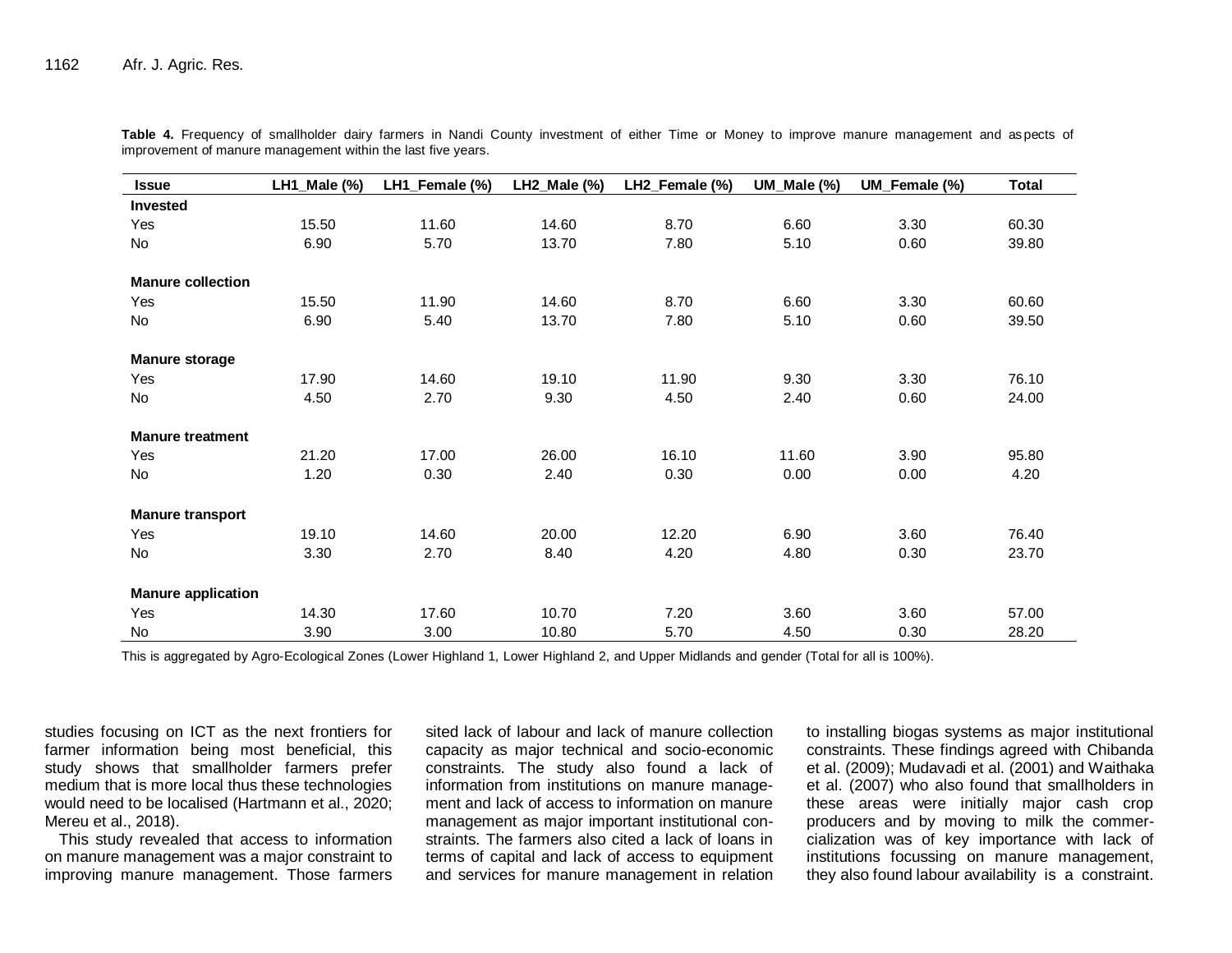**Table 4.** Frequency of smallholder dairy farmers in Nandi County investment of either Time or Money to improve manure management and aspects of improvement of manure management within the last five years.

| Issue | LH1_Male (%) | LH1_Female (%) | LH2_Male (%) | LH2_Female (%) | UM_Male (%) | UM_Female (%) | Total |
|---|---|---|---|---|---|---|---|
| **Invested** | | | | | | | |
| Yes | 15.50 | 11.60 | 14.60 | 8.70 | 6.60 | 3.30 | 60.30 |
| No | 6.90 | 5.70 | 13.70 | 7.80 | 5.10 | 0.60 | 39.80 |
| **Manure collection** | | | | | | | |
| Yes | 15.50 | 11.90 | 14.60 | 8.70 | 6.60 | 3.30 | 60.60 |
| No | 6.90 | 5.40 | 13.70 | 7.80 | 5.10 | 0.60 | 39.50 |
| **Manure storage** | | | | | | | |
| Yes | 17.90 | 14.60 | 19.10 | 11.90 | 9.30 | 3.30 | 76.10 |
| No | 4.50 | 2.70 | 9.30 | 4.50 | 2.40 | 0.60 | 24.00 |
| **Manure treatment** | | | | | | | |
| Yes | 21.20 | 17.00 | 26.00 | 16.10 | 11.60 | 3.90 | 95.80 |
| No | 1.20 | 0.30 | 2.40 | 0.30 | 0.00 | 0.00 | 4.20 |
| **Manure transport** | | | | | | | |
| Yes | 19.10 | 14.60 | 20.00 | 12.20 | 6.90 | 3.60 | 76.40 |
| No | 3.30 | 2.70 | 8.40 | 4.20 | 4.80 | 0.30 | 23.70 |
| **Manure application** | | | | | | | |
| Yes | 14.30 | 17.60 | 10.70 | 7.20 | 3.60 | 3.60 | 57.00 |
| No | 3.90 | 3.00 | 10.80 | 5.70 | 4.50 | 0.30 | 28.20 |

This is aggregated by Agro-Ecological Zones (Lower Highland 1, Lower Highland 2, and Upper Midlands and gender (Total for all is 100%).

studies focusing on ICT as the next frontiers for farmer information being most beneficial, this study shows that smallholder farmers prefer medium that is more local thus these technologies would need to be localised (Hartmann et al., 2020; Mereu et al., 2018).

This study revealed that access to information on manure management was a major constraint to improving manure management. Those farmers sited lack of labour and lack of manure collection capacity as major technical and socio-economic constraints. The study also found a lack of information from institutions on manure management and lack of access to information on manure management as major important institutional constraints. The farmers also cited a lack of loans in terms of capital and lack of access to equipment and services for manure management in relation to installing biogas systems as major institutional constraints. These findings agreed with Chibanda et al. (2009); Mudavadi et al. (2001) and Waithaka et al. (2007) who also found that smallholders in these areas were initially major cash crop producers and by moving to milk the commercialization was of key importance with lack of institutions focussing on manure management, they also found labour availability is a constraint.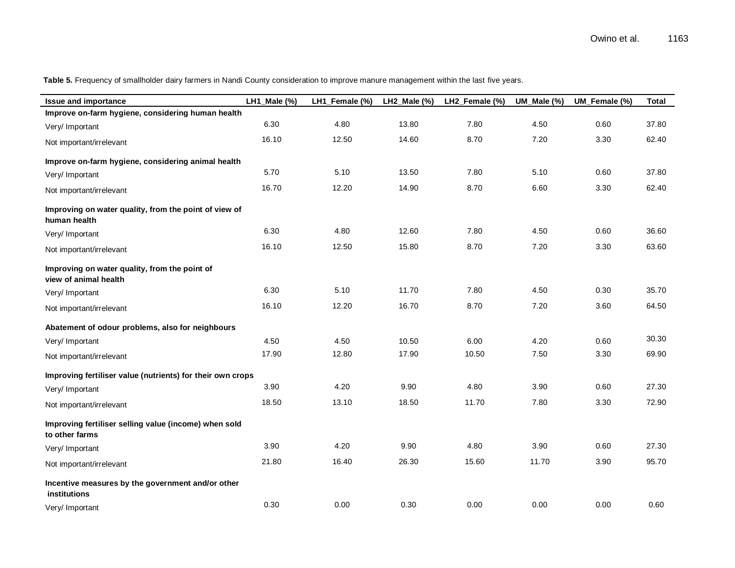**Table 5.** Frequency of smallholder dairy farmers in Nandi County consideration to improve manure management within the last five years.

| Issue and importance | LH1_Male (%) | LH1_Female (%) | LH2_Male (%) | LH2_Female (%) | UM_Male (%) | UM_Female (%) | Total |
|---|---|---|---|---|---|---|---|
| **Improve on-farm hygiene, considering human health** | | | | | | | |
| Very/ Important | 6.30 | 4.80 | 13.80 | 7.80 | 4.50 | 0.60 | 37.80 |
| Not important/irrelevant | 16.10 | 12.50 | 14.60 | 8.70 | 7.20 | 3.30 | 62.40 |
| **Improve on-farm hygiene, considering animal health** | | | | | | | |
| Very/ Important | 5.70 | 5.10 | 13.50 | 7.80 | 5.10 | 0.60 | 37.80 |
| Not important/irrelevant | 16.70 | 12.20 | 14.90 | 8.70 | 6.60 | 3.30 | 62.40 |
| **Improving on water quality, from the point of view of human health** | | | | | | | |
| Very/ Important | 6.30 | 4.80 | 12.60 | 7.80 | 4.50 | 0.60 | 36.60 |
| Not important/irrelevant | 16.10 | 12.50 | 15.80 | 8.70 | 7.20 | 3.30 | 63.60 |
| **Improving on water quality, from the point of view of animal health** | | | | | | | |
| Very/ Important | 6.30 | 5.10 | 11.70 | 7.80 | 4.50 | 0.30 | 35.70 |
| Not important/irrelevant | 16.10 | 12.20 | 16.70 | 8.70 | 7.20 | 3.60 | 64.50 |
| **Abatement of odour problems, also for neighbours** | | | | | | | |
| Very/ Important | 4.50 | 4.50 | 10.50 | 6.00 | 4.20 | 0.60 | 30.30 |
| Not important/irrelevant | 17.90 | 12.80 | 17.90 | 10.50 | 7.50 | 3.30 | 69.90 |
| **Improving fertiliser value (nutrients) for their own crops** | | | | | | | |
| Very/ Important | 3.90 | 4.20 | 9.90 | 4.80 | 3.90 | 0.60 | 27.30 |
| Not important/irrelevant | 18.50 | 13.10 | 18.50 | 11.70 | 7.80 | 3.30 | 72.90 |
| **Improving fertiliser selling value (income) when sold to other farms** | | | | | | | |
| Very/ Important | 3.90 | 4.20 | 9.90 | 4.80 | 3.90 | 0.60 | 27.30 |
| Not important/irrelevant | 21.80 | 16.40 | 26.30 | 15.60 | 11.70 | 3.90 | 95.70 |
| **Incentive measures by the government and/or other institutions** | | | | | | | |
| Very/ Important | 0.30 | 0.00 | 0.30 | 0.00 | 0.00 | 0.00 | 0.60 |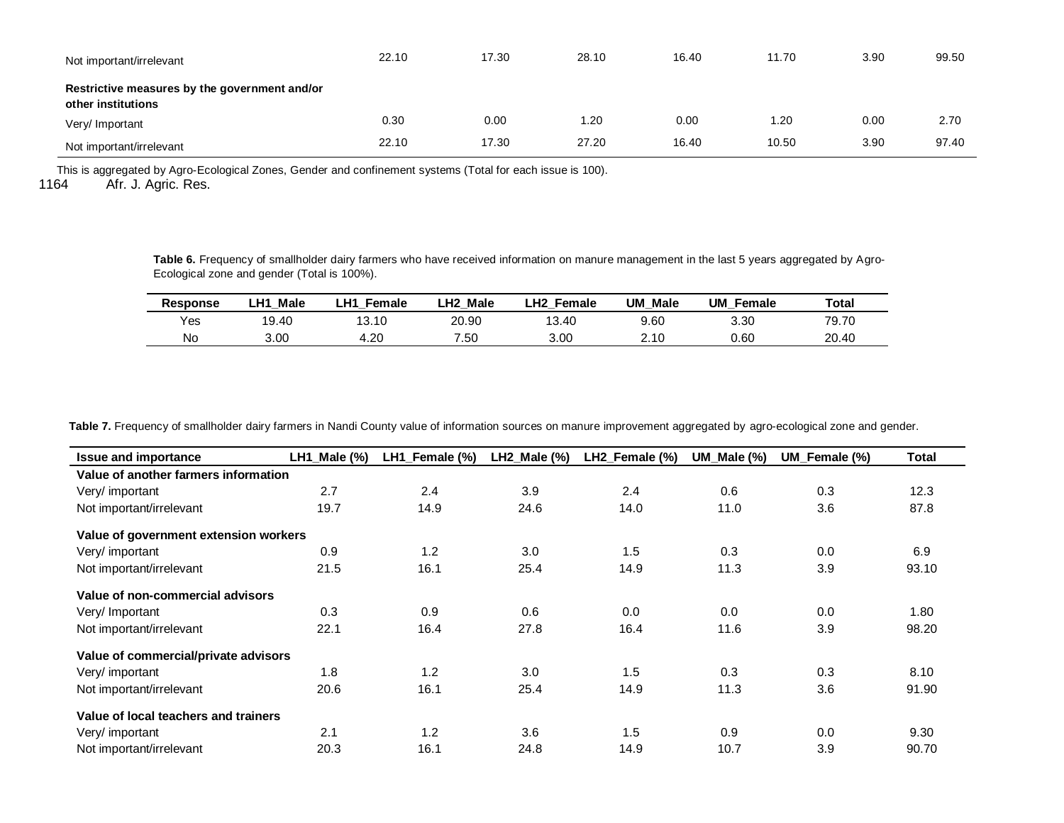| | | | | | | | |
|---|---|---|---|---|---|---|---|
| Not important/irrelevant | 22.10 | 17.30 | 28.10 | 16.40 | 11.70 | 3.90 | 99.50 |
| **Restrictive measures by the government and/or other institutions** | | | | | | | |
| Very/ Important | 0.30 | 0.00 | 1.20 | 0.00 | 1.20 | 0.00 | 2.70 |
| Not important/irrelevant | 22.10 | 17.30 | 27.20 | 16.40 | 10.50 | 3.90 | 97.40 |

This is aggregated by Agro-Ecological Zones, Gender and confinement systems (Total for each issue is 100).

**Table 6.** Frequency of smallholder dairy farmers who have received information on manure management in the last 5 years aggregated by Agro-Ecological zone and gender (Total is 100%).

| Response | LH1_Male | LH1_Female | LH2_Male | LH2_Female | UM_Male | UM_Female | Total |
|---|---|---|---|---|---|---|---|
| Yes | 19.40 | 13.10 | 20.90 | 13.40 | 9.60 | 3.30 | 79.70 |
| No | 3.00 | 4.20 | 7.50 | 3.00 | 2.10 | 0.60 | 20.40 |

**Table 7.** Frequency of smallholder dairy farmers in Nandi County value of information sources on manure improvement aggregated by agro-ecological zone and gender.

| Issue and importance | LH1_Male (%) | LH1_Female (%) | LH2_Male (%) | LH2_Female (%) | UM_Male (%) | UM_Female (%) | Total |
|---|---|---|---|---|---|---|---|
| **Value of another farmers information** | | | | | | | |
| Very/ important | 2.7 | 2.4 | 3.9 | 2.4 | 0.6 | 0.3 | 12.3 |
| Not important/irrelevant | 19.7 | 14.9 | 24.6 | 14.0 | 11.0 | 3.6 | 87.8 |
| **Value of government extension workers** | | | | | | | |
| Very/ important | 0.9 | 1.2 | 3.0 | 1.5 | 0.3 | 0.0 | 6.9 |
| Not important/irrelevant | 21.5 | 16.1 | 25.4 | 14.9 | 11.3 | 3.9 | 93.10 |
| **Value of non-commercial advisors** | | | | | | | |
| Very/ Important | 0.3 | 0.9 | 0.6 | 0.0 | 0.0 | 0.0 | 1.80 |
| Not important/irrelevant | 22.1 | 16.4 | 27.8 | 16.4 | 11.6 | 3.9 | 98.20 |
| **Value of commercial/private advisors** | | | | | | | |
| Very/ important | 1.8 | 1.2 | 3.0 | 1.5 | 0.3 | 0.3 | 8.10 |
| Not important/irrelevant | 20.6 | 16.1 | 25.4 | 14.9 | 11.3 | 3.6 | 91.90 |
| **Value of local teachers and trainers** | | | | | | | |
| Very/ important | 2.1 | 1.2 | 3.6 | 1.5 | 0.9 | 0.0 | 9.30 |
| Not important/irrelevant | 20.3 | 16.1 | 24.8 | 14.9 | 10.7 | 3.9 | 90.70 |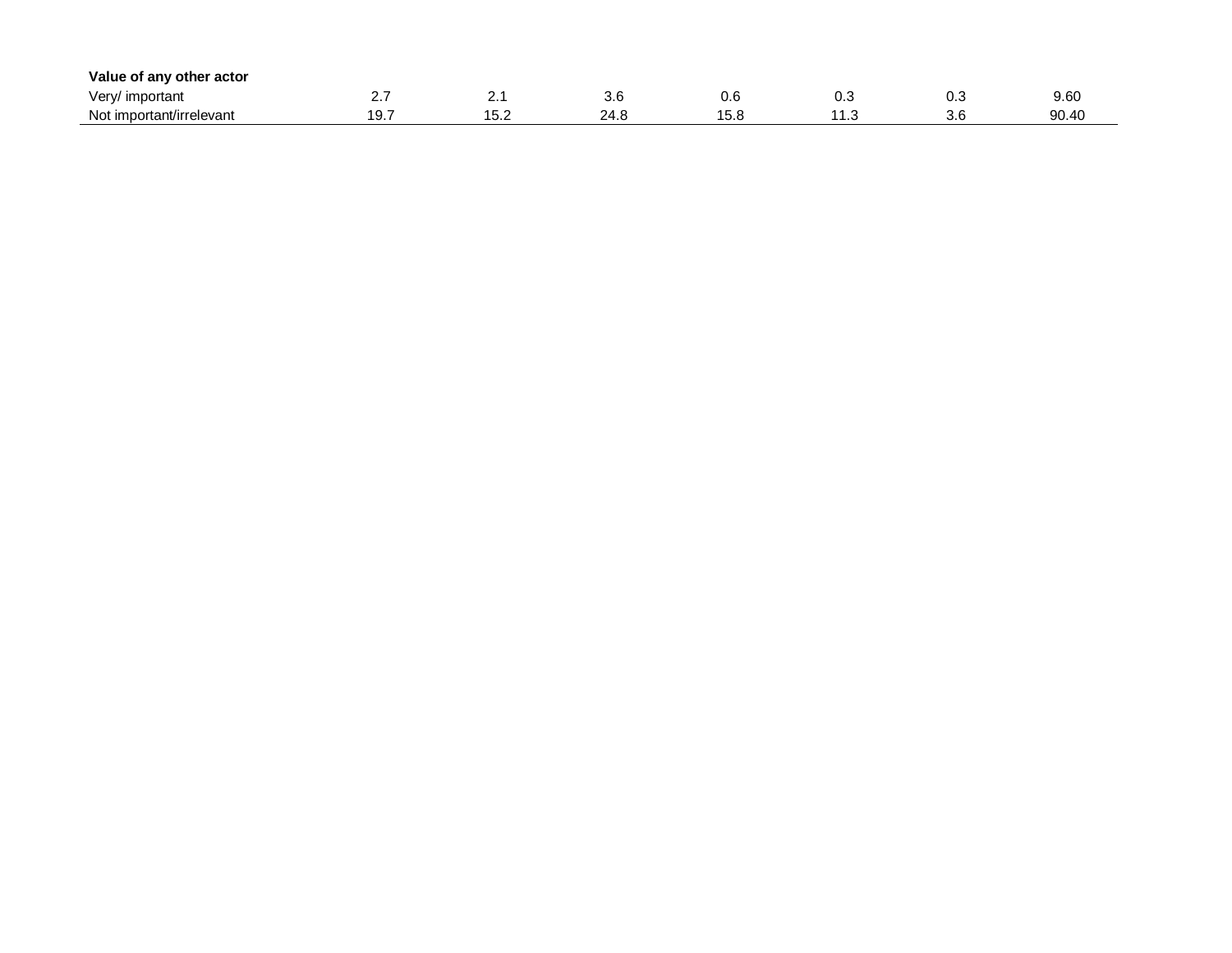| | | | | | | | |
|---|---|---|---|---|---|---|---|
| **Value of any other actor** | | | | | | | |
| Very/ important | 2.7 | 2.1 | 3.6 | 0.6 | 0.3 | 0.3 | 9.60 |
| Not important/irrelevant | 19.7 | 15.2 | 24.8 | 15.8 | 11.3 | 3.6 | 90.40 |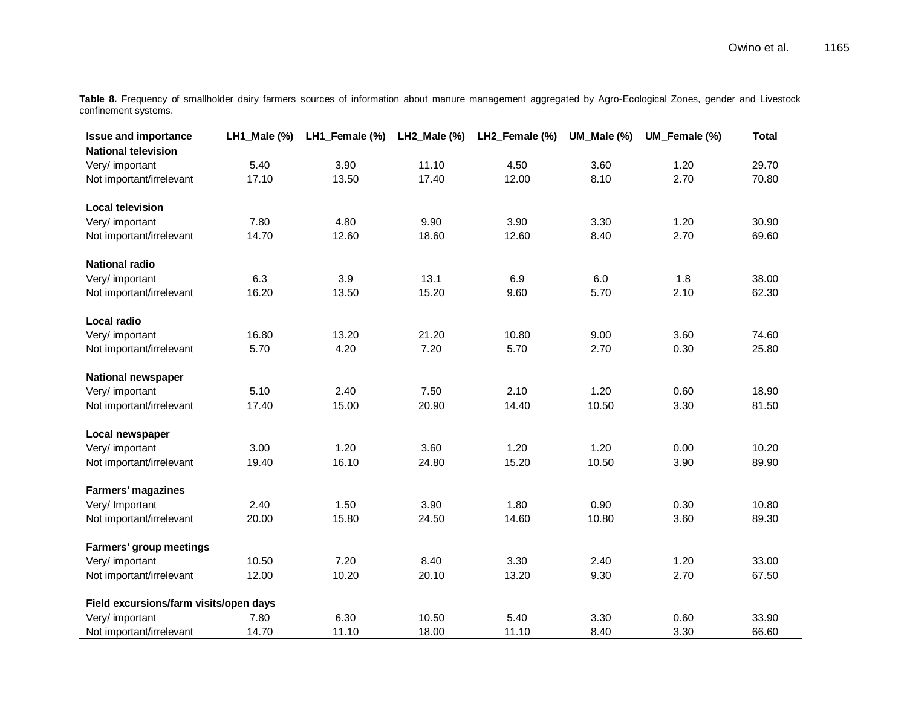**Table 8.** Frequency of smallholder dairy farmers sources of information about manure management aggregated by Agro-Ecological Zones, gender and Livestock confinement systems.

| Issue and importance | LH1_Male (%) | LH1_Female (%) | LH2_Male (%) | LH2_Female (%) | UM_Male (%) | UM_Female (%) | Total |
|---|---|---|---|---|---|---|---|
| **National television** | | | | | | | |
| Very/ important | 5.40 | 3.90 | 11.10 | 4.50 | 3.60 | 1.20 | 29.70 |
| Not important/irrelevant | 17.10 | 13.50 | 17.40 | 12.00 | 8.10 | 2.70 | 70.80 |
| **Local television** | | | | | | | |
| Very/ important | 7.80 | 4.80 | 9.90 | 3.90 | 3.30 | 1.20 | 30.90 |
| Not important/irrelevant | 14.70 | 12.60 | 18.60 | 12.60 | 8.40 | 2.70 | 69.60 |
| **National radio** | | | | | | | |
| Very/ important | 6.3 | 3.9 | 13.1 | 6.9 | 6.0 | 1.8 | 38.00 |
| Not important/irrelevant | 16.20 | 13.50 | 15.20 | 9.60 | 5.70 | 2.10 | 62.30 |
| **Local radio** | | | | | | | |
| Very/ important | 16.80 | 13.20 | 21.20 | 10.80 | 9.00 | 3.60 | 74.60 |
| Not important/irrelevant | 5.70 | 4.20 | 7.20 | 5.70 | 2.70 | 0.30 | 25.80 |
| **National newspaper** | | | | | | | |
| Very/ important | 5.10 | 2.40 | 7.50 | 2.10 | 1.20 | 0.60 | 18.90 |
| Not important/irrelevant | 17.40 | 15.00 | 20.90 | 14.40 | 10.50 | 3.30 | 81.50 |
| **Local newspaper** | | | | | | | |
| Very/ important | 3.00 | 1.20 | 3.60 | 1.20 | 1.20 | 0.00 | 10.20 |
| Not important/irrelevant | 19.40 | 16.10 | 24.80 | 15.20 | 10.50 | 3.90 | 89.90 |
| **Farmers' magazines** | | | | | | | |
| Very/ Important | 2.40 | 1.50 | 3.90 | 1.80 | 0.90 | 0.30 | 10.80 |
| Not important/irrelevant | 20.00 | 15.80 | 24.50 | 14.60 | 10.80 | 3.60 | 89.30 |
| **Farmers' group meetings** | | | | | | | |
| Very/ important | 10.50 | 7.20 | 8.40 | 3.30 | 2.40 | 1.20 | 33.00 |
| Not important/irrelevant | 12.00 | 10.20 | 20.10 | 13.20 | 9.30 | 2.70 | 67.50 |
| **Field excursions/farm visits/open days** | | | | | | | |
| Very/ important | 7.80 | 6.30 | 10.50 | 5.40 | 3.30 | 0.60 | 33.90 |
| Not important/irrelevant | 14.70 | 11.10 | 18.00 | 11.10 | 8.40 | 3.30 | 66.60 |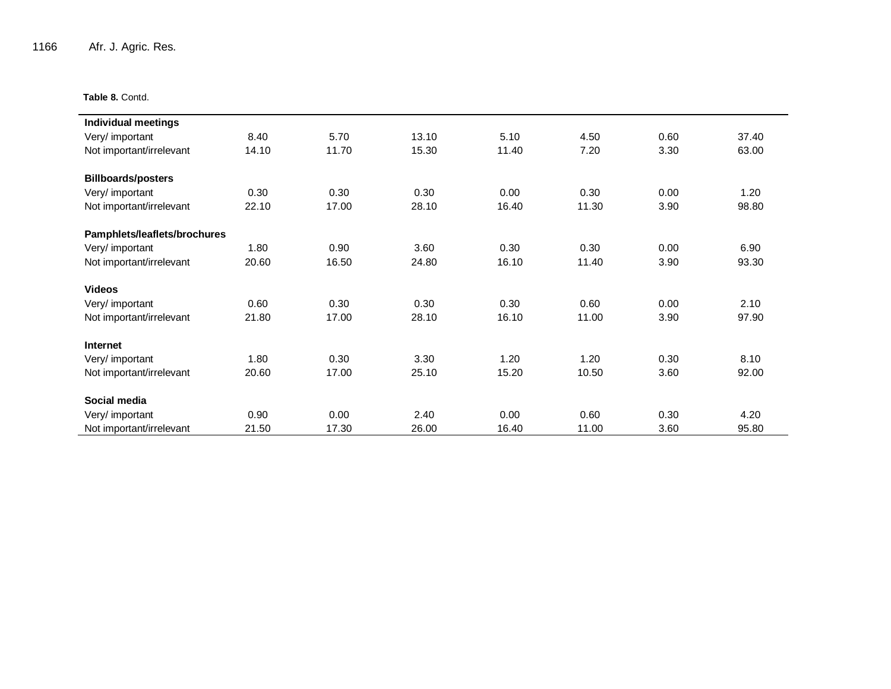**Table 8.** Contd.

| | | | | | | | |
|---|---|---|---|---|---|---|---|
| **Individual meetings** | | | | | | | |
| Very/ important | 8.40 | 5.70 | 13.10 | 5.10 | 4.50 | 0.60 | 37.40 |
| Not important/irrelevant | 14.10 | 11.70 | 15.30 | 11.40 | 7.20 | 3.30 | 63.00 |
| **Billboards/posters** | | | | | | | |
| Very/ important | 0.30 | 0.30 | 0.30 | 0.00 | 0.30 | 0.00 | 1.20 |
| Not important/irrelevant | 22.10 | 17.00 | 28.10 | 16.40 | 11.30 | 3.90 | 98.80 |
| **Pamphlets/leaflets/brochures** | | | | | | | |
| Very/ important | 1.80 | 0.90 | 3.60 | 0.30 | 0.30 | 0.00 | 6.90 |
| Not important/irrelevant | 20.60 | 16.50 | 24.80 | 16.10 | 11.40 | 3.90 | 93.30 |
| **Videos** | | | | | | | |
| Very/ important | 0.60 | 0.30 | 0.30 | 0.30 | 0.60 | 0.00 | 2.10 |
| Not important/irrelevant | 21.80 | 17.00 | 28.10 | 16.10 | 11.00 | 3.90 | 97.90 |
| **Internet** | | | | | | | |
| Very/ important | 1.80 | 0.30 | 3.30 | 1.20 | 1.20 | 0.30 | 8.10 |
| Not important/irrelevant | 20.60 | 17.00 | 25.10 | 15.20 | 10.50 | 3.60 | 92.00 |
| **Social media** | | | | | | | |
| Very/ important | 0.90 | 0.00 | 2.40 | 0.00 | 0.60 | 0.30 | 4.20 |
| Not important/irrelevant | 21.50 | 17.30 | 26.00 | 16.40 | 11.00 | 3.60 | 95.80 |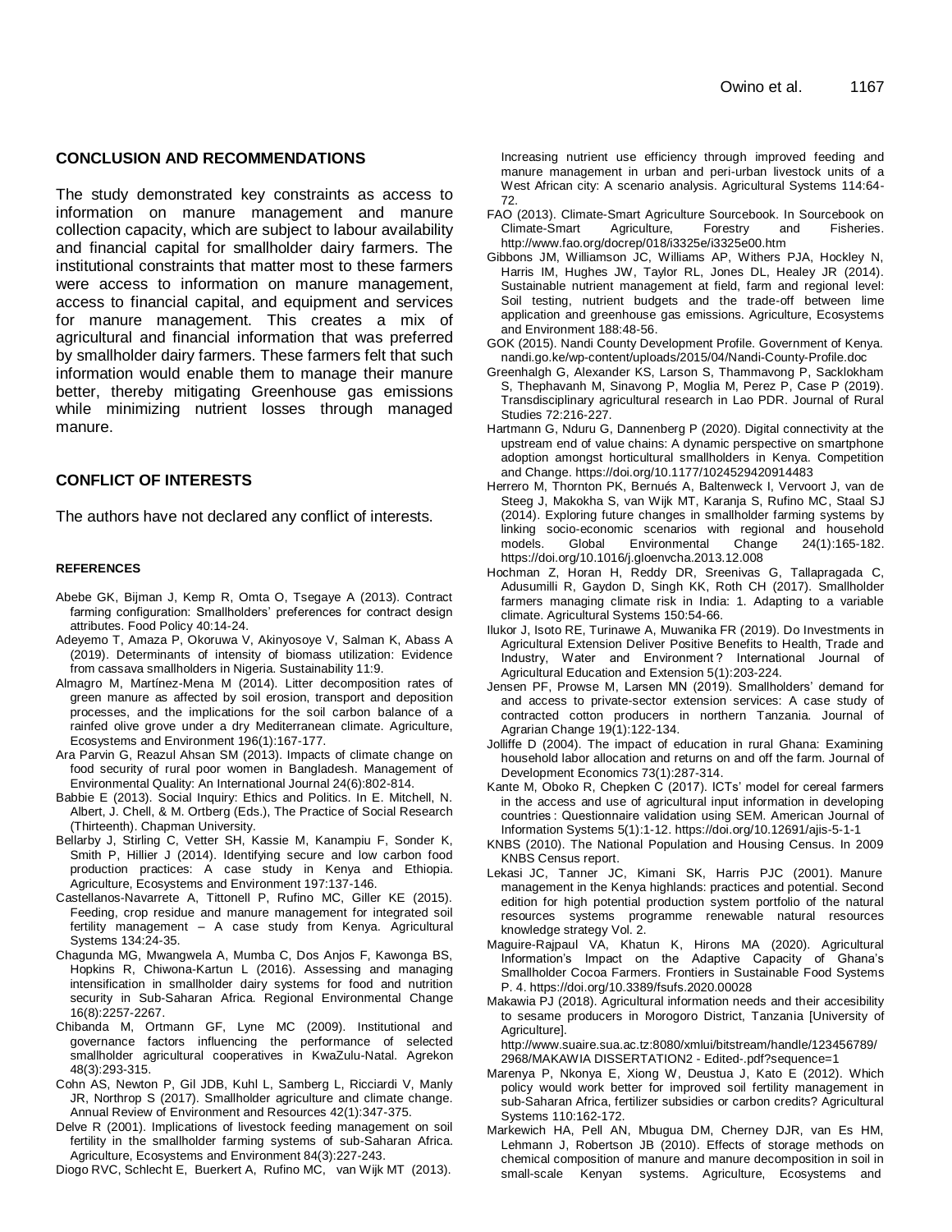## CONCLUSION AND RECOMMENDATIONS

The study demonstrated key constraints as access to information on manure management and manure collection capacity, which are subject to labour availability and financial capital for smallholder dairy farmers. The institutional constraints that matter most to these farmers were access to information on manure management, access to financial capital, and equipment and services for manure management. This creates a mix of agricultural and financial information that was preferred by smallholder dairy farmers. These farmers felt that such information would enable them to manage their manure better, thereby mitigating Greenhouse gas emissions while minimizing nutrient losses through managed manure.

## CONFLICT OF INTERESTS

The authors have not declared any conflict of interests.

## REFERENCES

Abebe GK, Bijman J, Kemp R, Omta O, Tsegaye A (2013). Contract farming configuration: Smallholders' preferences for contract design attributes. Food Policy 40:14-24.

Adeyemo T, Amaza P, Okoruwa V, Akinyosoye V, Salman K, Abass A (2019). Determinants of intensity of biomass utilization: Evidence from cassava smallholders in Nigeria. Sustainability 11:9.

Almagro M, Martínez-Mena M (2014). Litter decomposition rates of green manure as affected by soil erosion, transport and deposition processes, and the implications for the soil carbon balance of a rainfed olive grove under a dry Mediterranean climate. Agriculture, Ecosystems and Environment 196(1):167-177.

Ara Parvin G, Reazul Ahsan SM (2013). Impacts of climate change on food security of rural poor women in Bangladesh. Management of Environmental Quality: An International Journal 24(6):802-814.

Babbie E (2013). Social Inquiry: Ethics and Politics. In E. Mitchell, N. Albert, J. Chell, & M. Ortberg (Eds.), The Practice of Social Research (Thirteenth). Chapman University.

Bellarby J, Stirling C, Vetter SH, Kassie M, Kanampiu F, Sonder K, Smith P, Hillier J (2014). Identifying secure and low carbon food production practices: A case study in Kenya and Ethiopia. Agriculture, Ecosystems and Environment 197:137-146.

Castellanos-Navarrete A, Tittonell P, Rufino MC, Giller KE (2015). Feeding, crop residue and manure management for integrated soil fertility management – A case study from Kenya. Agricultural Systems 134:24-35.

Chagunda MG, Mwangwela A, Mumba C, Dos Anjos F, Kawonga BS, Hopkins R, Chiwona-Kartun L (2016). Assessing and managing intensification in smallholder dairy systems for food and nutrition security in Sub-Saharan Africa. Regional Environmental Change 16(8):2257-2267.

Chibanda M, Ortmann GF, Lyne MC (2009). Institutional and governance factors influencing the performance of selected smallholder agricultural cooperatives in KwaZulu-Natal. Agrekon 48(3):293-315.

Cohn AS, Newton P, Gil JDB, Kuhl L, Samberg L, Ricciardi V, Manly JR, Northrop S (2017). Smallholder agriculture and climate change. Annual Review of Environment and Resources 42(1):347-375.

Delve R (2001). Implications of livestock feeding management on soil fertility in the smallholder farming systems of sub-Saharan Africa. Agriculture, Ecosystems and Environment 84(3):227-243.

Diogo RVC, Schlecht E, Buerkert A, Rufino MC, van Wijk MT (2013). Increasing nutrient use efficiency through improved feeding and manure management in urban and peri-urban livestock units of a West African city: A scenario analysis. Agricultural Systems 114:64-72.

FAO (2013). Climate-Smart Agriculture Sourcebook. In Sourcebook on Climate-Smart Agriculture, Forestry and Fisheries. http://www.fao.org/docrep/018/i3325e/i3325e00.htm

Gibbons JM, Williamson JC, Williams AP, Withers PJA, Hockley N, Harris IM, Hughes JW, Taylor RL, Jones DL, Healey JR (2014). Sustainable nutrient management at field, farm and regional level: Soil testing, nutrient budgets and the trade-off between lime application and greenhouse gas emissions. Agriculture, Ecosystems and Environment 188:48-56.

GOK (2015). Nandi County Development Profile. Government of Kenya. nandi.go.ke/wp-content/uploads/2015/04/Nandi-County-Profile.doc

Greenhalgh G, Alexander KS, Larson S, Thammavong P, Sacklokham S, Thephavanh M, Sinavong P, Moglia M, Perez P, Case P (2019). Transdisciplinary agricultural research in Lao PDR. Journal of Rural Studies 72:216-227.

Hartmann G, Nduru G, Dannenberg P (2020). Digital connectivity at the upstream end of value chains: A dynamic perspective on smartphone adoption amongst horticultural smallholders in Kenya. Competition and Change. https://doi.org/10.1177/1024529420914483

Herrero M, Thornton PK, Bernués A, Baltenweck I, Vervoort J, van de Steeg J, Makokha S, van Wijk MT, Karanja S, Rufino MC, Staal SJ (2014). Exploring future changes in smallholder farming systems by linking socio-economic scenarios with regional and household models. Global Environmental Change 24(1):165-182. https://doi.org/10.1016/j.gloenvcha.2013.12.008

Hochman Z, Horan H, Reddy DR, Sreenivas G, Tallapragada C, Adusumilli R, Gaydon D, Singh KK, Roth CH (2017). Smallholder farmers managing climate risk in India: 1. Adapting to a variable climate. Agricultural Systems 150:54-66.

Ilukor J, Isoto RE, Turinawe A, Muwanika FR (2019). Do Investments in Agricultural Extension Deliver Positive Benefits to Health, Trade and Industry, Water and Environment? International Journal of Agricultural Education and Extension 5(1):203-224.

Jensen PF, Prowse M, Larsen MN (2019). Smallholders' demand for and access to private-sector extension services: A case study of contracted cotton producers in northern Tanzania. Journal of Agrarian Change 19(1):122-134.

Jolliffe D (2004). The impact of education in rural Ghana: Examining household labor allocation and returns on and off the farm. Journal of Development Economics 73(1):287-314.

Kante M, Oboko R, Chepken C (2017). ICTs' model for cereal farmers in the access and use of agricultural input information in developing countries: Questionnaire validation using SEM. American Journal of Information Systems 5(1):1-12. https://doi.org/10.12691/ajis-5-1-1

KNBS (2010). The National Population and Housing Census. In 2009 KNBS Census report.

Lekasi JC, Tanner JC, Kimani SK, Harris PJC (2001). Manure management in the Kenya highlands: practices and potential. Second edition for high potential production system portfolio of the natural resources systems programme renewable natural resources knowledge strategy Vol. 2.

Maguire-Rajpaul VA, Khatun K, Hirons MA (2020). Agricultural Information's Impact on the Adaptive Capacity of Ghana's Smallholder Cocoa Farmers. Frontiers in Sustainable Food Systems P. 4. https://doi.org/10.3389/fsufs.2020.00028

Makawia PJ (2018). Agricultural information needs and their accesibility to sesame producers in Morogoro District, Tanzania [University of Agriculture]. http://www.suaire.sua.ac.tz:8080/xmlui/bitstream/handle/123456789/2968/MAKAWIA DISSERTATION2 - Edited-.pdf?sequence=1

Marenya P, Nkonya E, Xiong W, Deustua J, Kato E (2012). Which policy would work better for improved soil fertility management in sub-Saharan Africa, fertilizer subsidies or carbon credits? Agricultural Systems 110:162-172.

Markewich HA, Pell AN, Mbugua DM, Cherney DJR, van Es HM, Lehmann J, Robertson JB (2010). Effects of storage methods on chemical composition of manure and manure decomposition in soil in small-scale Kenyan systems. Agriculture, Ecosystems and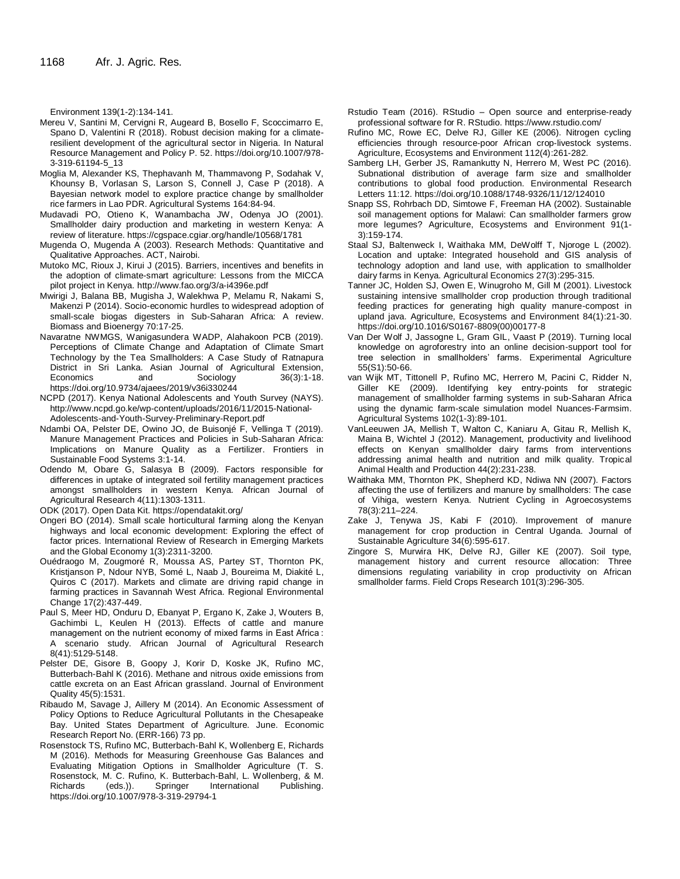Environment 139(1-2):134-141.

Mereu V, Santini M, Cervigni R, Augeard B, Bosello F, Scoccimarro E, Spano D, Valentini R (2018). Robust decision making for a climate-resilient development of the agricultural sector in Nigeria. In Natural Resource Management and Policy P. 52. https://doi.org/10.1007/978-3-319-61194-5_13

Moglia M, Alexander KS, Thephavanh M, Thammavong P, Sodahak V, Khounsy B, Vorlasan S, Larson S, Connell J, Case P (2018). A Bayesian network model to explore practice change by smallholder rice farmers in Lao PDR. Agricultural Systems 164:84-94.

Mudavadi PO, Otieno K, Wanambacha JW, Odenya JO (2001). Smallholder dairy production and marketing in western Kenya: A review of literature. https://cgspace.cgiar.org/handle/10568/1781

Mugenda O, Mugenda A (2003). Research Methods: Quantitative and Qualitative Approaches. ACT, Nairobi.

Mutoko MC, Rioux J, Kirui J (2015). Barriers, incentives and benefits in the adoption of climate-smart agriculture: Lessons from the MICCA pilot project in Kenya. http://www.fao.org/3/a-i4396e.pdf

Mwirigi J, Balana BB, Mugisha J, Walekhwa P, Melamu R, Nakami S, Makenzi P (2014). Socio-economic hurdles to widespread adoption of small-scale biogas digesters in Sub-Saharan Africa: A review. Biomass and Bioenergy 70:17-25.

Navaratne NWMGS, Wanigasundera WADP, Alahakoon PCB (2019). Perceptions of Climate Change and Adaptation of Climate Smart Technology by the Tea Smallholders: A Case Study of Ratnapura District in Sri Lanka. Asian Journal of Agricultural Extension, Economics and Sociology 36(3):1-18. https://doi.org/10.9734/ajaees/2019/v36i330244

NCPD (2017). Kenya National Adolescents and Youth Survey (NAYS). http://www.ncpd.go.ke/wp-content/uploads/2016/11/2015-National-Adolescents-and-Youth-Survey-Preliminary-Report.pdf

Ndambi OA, Pelster DE, Owino JO, de Buisonjé F, Vellinga T (2019). Manure Management Practices and Policies in Sub-Saharan Africa: Implications on Manure Quality as a Fertilizer. Frontiers in Sustainable Food Systems 3:1-14.

Odendo M, Obare G, Salasya B (2009). Factors responsible for differences in uptake of integrated soil fertility management practices amongst smallholders in western Kenya. African Journal of Agricultural Research 4(11):1303-1311.

ODK (2017). Open Data Kit. https://opendatakit.org/

Ongeri BO (2014). Small scale horticultural farming along the Kenyan highways and local economic development: Exploring the effect of factor prices. International Review of Research in Emerging Markets and the Global Economy 1(3):2311-3200.

Ouédraogo M, Zougmoré R, Moussa AS, Partey ST, Thornton PK, Kristjanson P, Ndour NYB, Somé L, Naab J, Boureima M, Diakité L, Quiros C (2017). Markets and climate are driving rapid change in farming practices in Savannah West Africa. Regional Environmental Change 17(2):437-449.

Paul S, Meer HD, Onduru D, Ebanyat P, Ergano K, Zake J, Wouters B, Gachimbi L, Keulen H (2013). Effects of cattle and manure management on the nutrient economy of mixed farms in East Africa : A scenario study. African Journal of Agricultural Research 8(41):5129-5148.

Pelster DE, Gisore B, Goopy J, Korir D, Koske JK, Rufino MC, Butterbach-Bahl K (2016). Methane and nitrous oxide emissions from cattle excreta on an East African grassland. Journal of Environment Quality 45(5):1531.

Ribaudo M, Savage J, Aillery M (2014). An Economic Assessment of Policy Options to Reduce Agricultural Pollutants in the Chesapeake Bay. United States Department of Agriculture. June. Economic Research Report No. (ERR-166) 73 pp.

Rosenstock TS, Rufino MC, Butterbach-Bahl K, Wollenberg E, Richards M (2016). Methods for Measuring Greenhouse Gas Balances and Evaluating Mitigation Options in Smallholder Agriculture (T. S. Rosenstock, M. C. Rufino, K. Butterbach-Bahl, L. Wollenberg, & M. Richards (eds.)). Springer International Publishing. https://doi.org/10.1007/978-3-319-29794-1

Rstudio Team (2016). RStudio – Open source and enterprise-ready professional software for R. RStudio. https://www.rstudio.com/

Rufino MC, Rowe EC, Delve RJ, Giller KE (2006). Nitrogen cycling efficiencies through resource-poor African crop-livestock systems. Agriculture, Ecosystems and Environment 112(4):261-282.

Samberg LH, Gerber JS, Ramankutty N, Herrero M, West PC (2016). Subnational distribution of average farm size and smallholder contributions to global food production. Environmental Research Letters 11:12. https://doi.org/10.1088/1748-9326/11/12/124010

Snapp SS, Rohrbach DD, Simtowe F, Freeman HA (2002). Sustainable soil management options for Malawi: Can smallholder farmers grow more legumes? Agriculture, Ecosystems and Environment 91(1-3):159-174.

Staal SJ, Baltenweck I, Waithaka MM, DeWolff T, Njoroge L (2002). Location and uptake: Integrated household and GIS analysis of technology adoption and land use, with application to smallholder dairy farms in Kenya. Agricultural Economics 27(3):295-315.

Tanner JC, Holden SJ, Owen E, Winugroho M, Gill M (2001). Livestock sustaining intensive smallholder crop production through traditional feeding practices for generating high quality manure-compost in upland java. Agriculture, Ecosystems and Environment 84(1):21-30. https://doi.org/10.1016/S0167-8809(00)00177-8

Van Der Wolf J, Jassogne L, Gram GIL, Vaast P (2019). Turning local knowledge on agroforestry into an online decision-support tool for tree selection in smallholders' farms. Experimental Agriculture 55(S1):50-66.

van Wijk MT, Tittonell P, Rufino MC, Herrero M, Pacini C, Ridder N, Giller KE (2009). Identifying key entry-points for strategic management of smallholder farming systems in sub-Saharan Africa using the dynamic farm-scale simulation model Nuances-Farmsim. Agricultural Systems 102(1-3):89-101.

VanLeeuwen JA, Mellish T, Walton C, Kaniaru A, Gitau R, Mellish K, Maina B, Wichtel J (2012). Management, productivity and livelihood effects on Kenyan smallholder dairy farms from interventions addressing animal health and nutrition and milk quality. Tropical Animal Health and Production 44(2):231-238.

Waithaka MM, Thornton PK, Shepherd KD, Ndiwa NN (2007). Factors affecting the use of fertilizers and manure by smallholders: The case of Vihiga, western Kenya. Nutrient Cycling in Agroecosystems 78(3):211–224.

Zake J, Tenywa JS, Kabi F (2010). Improvement of manure management for crop production in Central Uganda. Journal of Sustainable Agriculture 34(6):595-617.

Zingore S, Murwira HK, Delve RJ, Giller KE (2007). Soil type, management history and current resource allocation: Three dimensions regulating variability in crop productivity on African smallholder farms. Field Crops Research 101(3):296-305.